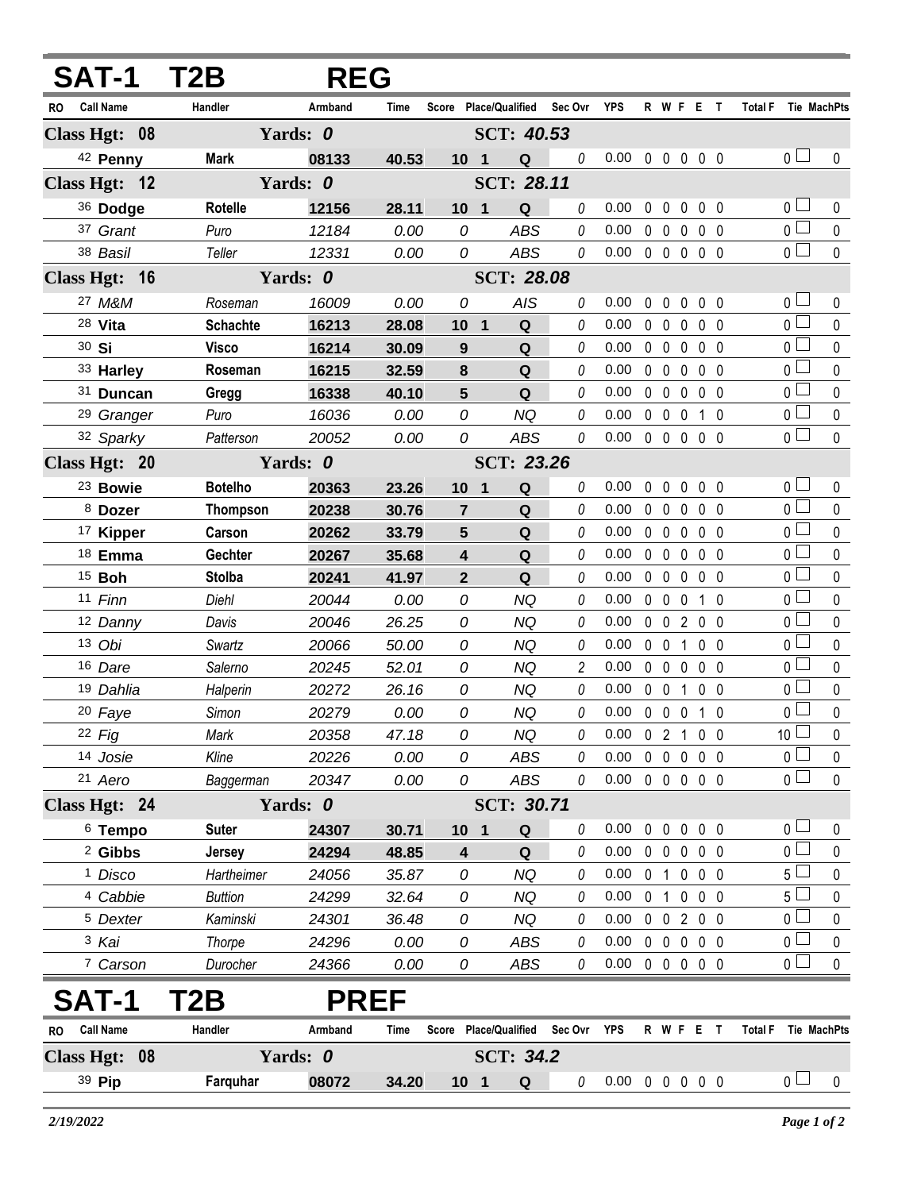# SAT-1 T2B REG

| RO | Call Name | Handler | Armband | Time | Score | Place/Qualified | | Sec Ovr | YPS | R | W | F | E | T | Total F | Tie | MachPts |
|---|---|---|---|---|---|---|---|---|---|---|---|---|---|---|---|---|---|
| **Class Hgt: 08** | | **Yards: 0** | | | | **SCT: 40.53** | | | | | | | | | | | |
| 42 | **Penny** | **Mark** | **08133** | **40.53** | **10** | **1** | **Q** | 0 | 0.00 | 0 | 0 | 0 | 0 | 0 | 0 | ☐ | 0 |
| **Class Hgt: 12** | | **Yards: 0** | | | | **SCT: 28.11** | | | | | | | | | | | |
| 36 | **Dodge** | **Rotelle** | **12156** | **28.11** | **10** | **1** | **Q** | 0 | 0.00 | 0 | 0 | 0 | 0 | 0 | 0 | ☐ | 0 |
| 37 | *Grant* | *Puro* | *12184* | *0.00* | *0* | | *ABS* | 0 | 0.00 | 0 | 0 | 0 | 0 | 0 | 0 | ☐ | 0 |
| 38 | *Basil* | *Teller* | *12331* | *0.00* | *0* | | *ABS* | 0 | 0.00 | 0 | 0 | 0 | 0 | 0 | 0 | ☐ | 0 |
| **Class Hgt: 16** | | **Yards: 0** | | | | **SCT: 28.08** | | | | | | | | | | | |
| 27 | *M&M* | *Roseman* | *16009* | *0.00* | *0* | | *AIS* | 0 | 0.00 | 0 | 0 | 0 | 0 | 0 | 0 | ☐ | 0 |
| 28 | **Vita** | **Schachte** | **16213** | **28.08** | **10** | **1** | **Q** | 0 | 0.00 | 0 | 0 | 0 | 0 | 0 | 0 | ☐ | 0 |
| 30 | **Si** | **Visco** | **16214** | **30.09** | **9** | | **Q** | 0 | 0.00 | 0 | 0 | 0 | 0 | 0 | 0 | ☐ | 0 |
| 33 | **Harley** | **Roseman** | **16215** | **32.59** | **8** | | **Q** | 0 | 0.00 | 0 | 0 | 0 | 0 | 0 | 0 | ☐ | 0 |
| 31 | **Duncan** | **Gregg** | **16338** | **40.10** | **5** | | **Q** | 0 | 0.00 | 0 | 0 | 0 | 0 | 0 | 0 | ☐ | 0 |
| 29 | *Granger* | *Puro* | *16036* | *0.00* | *0* | | *NQ* | 0 | 0.00 | 0 | 0 | 0 | 1 | 0 | 0 | ☐ | 0 |
| 32 | *Sparky* | *Patterson* | *20052* | *0.00* | *0* | | *ABS* | 0 | 0.00 | 0 | 0 | 0 | 0 | 0 | 0 | ☐ | 0 |
| **Class Hgt: 20** | | **Yards: 0** | | | | **SCT: 23.26** | | | | | | | | | | | |
| 23 | **Bowie** | **Botelho** | **20363** | **23.26** | **10** | **1** | **Q** | 0 | 0.00 | 0 | 0 | 0 | 0 | 0 | 0 | ☐ | 0 |
| 8 | **Dozer** | **Thompson** | **20238** | **30.76** | **7** | | **Q** | 0 | 0.00 | 0 | 0 | 0 | 0 | 0 | 0 | ☐ | 0 |
| 17 | **Kipper** | **Carson** | **20262** | **33.79** | **5** | | **Q** | 0 | 0.00 | 0 | 0 | 0 | 0 | 0 | 0 | ☐ | 0 |
| 18 | **Emma** | **Gechter** | **20267** | **35.68** | **4** | | **Q** | 0 | 0.00 | 0 | 0 | 0 | 0 | 0 | 0 | ☐ | 0 |
| 15 | **Boh** | **Stolba** | **20241** | **41.97** | **2** | | **Q** | 0 | 0.00 | 0 | 0 | 0 | 0 | 0 | 0 | ☐ | 0 |
| 11 | *Finn* | *Diehl* | *20044* | *0.00* | *0* | | *NQ* | 0 | 0.00 | 0 | 0 | 0 | 1 | 0 | 0 | ☐ | 0 |
| 12 | *Danny* | *Davis* | *20046* | *26.25* | *0* | | *NQ* | 0 | 0.00 | 0 | 0 | 2 | 0 | 0 | 0 | ☐ | 0 |
| 13 | *Obi* | *Swartz* | *20066* | *50.00* | *0* | | *NQ* | 0 | 0.00 | 0 | 0 | 1 | 0 | 0 | 0 | ☐ | 0 |
| 16 | *Dare* | *Salerno* | *20245* | *52.01* | *0* | | *NQ* | 2 | 0.00 | 0 | 0 | 0 | 0 | 0 | 0 | ☐ | 0 |
| 19 | *Dahlia* | *Halperin* | *20272* | *26.16* | *0* | | *NQ* | 0 | 0.00 | 0 | 0 | 1 | 0 | 0 | 0 | ☐ | 0 |
| 20 | *Faye* | *Simon* | *20279* | *0.00* | *0* | | *NQ* | 0 | 0.00 | 0 | 0 | 0 | 1 | 0 | 0 | ☐ | 0 |
| 22 | *Fig* | *Mark* | *20358* | *47.18* | *0* | | *NQ* | 0 | 0.00 | 0 | 2 | 1 | 0 | 0 | 10 | ☐ | 0 |
| 14 | *Josie* | *Kline* | *20226* | *0.00* | *0* | | *ABS* | 0 | 0.00 | 0 | 0 | 0 | 0 | 0 | 0 | ☐ | 0 |
| 21 | *Aero* | *Baggerman* | *20347* | *0.00* | *0* | | *ABS* | 0 | 0.00 | 0 | 0 | 0 | 0 | 0 | 0 | ☐ | 0 |
| **Class Hgt: 24** | | **Yards: 0** | | | | **SCT: 30.71** | | | | | | | | | | | |
| 6 | **Tempo** | **Suter** | **24307** | **30.71** | **10** | **1** | **Q** | 0 | 0.00 | 0 | 0 | 0 | 0 | 0 | 0 | ☐ | 0 |
| 2 | **Gibbs** | **Jersey** | **24294** | **48.85** | **4** | | **Q** | 0 | 0.00 | 0 | 0 | 0 | 0 | 0 | 0 | ☐ | 0 |
| 1 | *Disco* | *Hartheimer* | *24056* | *35.87* | *0* | | *NQ* | 0 | 0.00 | 0 | 1 | 0 | 0 | 0 | 5 | ☐ | 0 |
| 4 | *Cabbie* | *Buttion* | *24299* | *32.64* | *0* | | *NQ* | 0 | 0.00 | 0 | 1 | 0 | 0 | 0 | 5 | ☐ | 0 |
| 5 | *Dexter* | *Kaminski* | *24301* | *36.48* | *0* | | *NQ* | 0 | 0.00 | 0 | 0 | 2 | 0 | 0 | 0 | ☐ | 0 |
| 3 | *Kai* | *Thorpe* | *24296* | *0.00* | *0* | | *ABS* | 0 | 0.00 | 0 | 0 | 0 | 0 | 0 | 0 | ☐ | 0 |
| 7 | *Carson* | *Durocher* | *24366* | *0.00* | *0* | | *ABS* | 0 | 0.00 | 0 | 0 | 0 | 0 | 0 | 0 | ☐ | 0 |

# SAT-1 T2B PREF

| RO | Call Name | Handler | Armband | Time | Score | Place/Qualified | | Sec Ovr | YPS | R | W | F | E | T | Total F | Tie | MachPts |
|---|---|---|---|---|---|---|---|---|---|---|---|---|---|---|---|---|---|
| **Class Hgt: 08** | | **Yards: 0** | | | | **SCT: 34.2** | | | | | | | | | | | |
| 39 | **Pip** | **Farquhar** | **08072** | **34.20** | **10** | **1** | **Q** | 0 | 0.00 | 0 | 0 | 0 | 0 | 0 | 0 | ☐ | 0 |

*2/19/2022*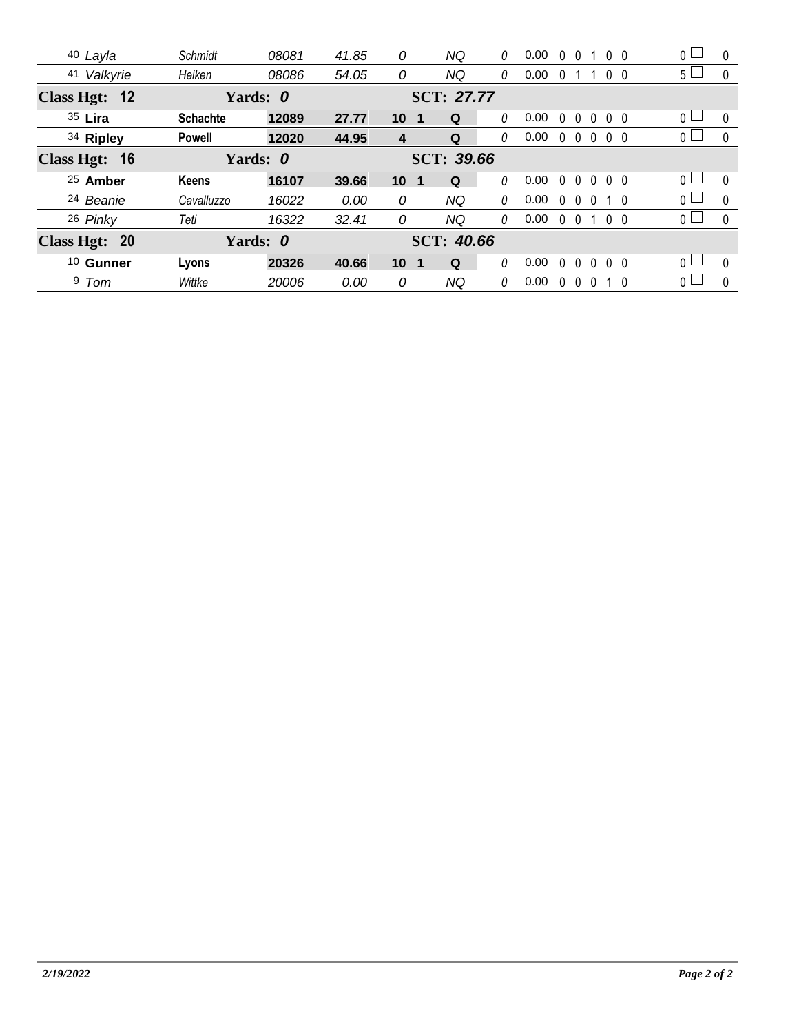| | | | | | | | | | | | | | | | | |
|---|---|---|---|---|---|---|---|---|---|---|---|---|---|---|---|---|
| 40 *Layla* | *Schmidt* | *08081* | *41.85* | *0* | | *NQ* | *0* | 0.00 | 0 | 0 | 1 | 0 | 0 | 0 ☐ | 0 |
| 41 *Valkyrie* | *Heiken* | *08086* | *54.05* | *0* | | *NQ* | *0* | 0.00 | 0 | 1 | 1 | 0 | 0 | 5 ☐ | 0 |
| **Class Hgt: 12** | | **Yards: *0*** | | | | **SCT: *27.77*** | | | | | | | | | |
| 35 **Lira** | **Schachte** | **12089** | **27.77** | **10** | **1** | **Q** | *0* | 0.00 | 0 | 0 | 0 | 0 | 0 | 0 ☐ | 0 |
| 34 **Ripley** | **Powell** | **12020** | **44.95** | **4** | | **Q** | *0* | 0.00 | 0 | 0 | 0 | 0 | 0 | 0 ☐ | 0 |
| **Class Hgt: 16** | | **Yards: *0*** | | | | **SCT: *39.66*** | | | | | | | | | |
| 25 **Amber** | **Keens** | **16107** | **39.66** | **10** | **1** | **Q** | *0* | 0.00 | 0 | 0 | 0 | 0 | 0 | 0 ☐ | 0 |
| 24 *Beanie* | *Cavalluzzo* | *16022* | *0.00* | *0* | | *NQ* | *0* | 0.00 | 0 | 0 | 0 | 1 | 0 | 0 ☐ | 0 |
| 26 *Pinky* | *Teti* | *16322* | *32.41* | *0* | | *NQ* | *0* | 0.00 | 0 | 0 | 1 | 0 | 0 | 0 ☐ | 0 |
| **Class Hgt: 20** | | **Yards: *0*** | | | | **SCT: *40.66*** | | | | | | | | | |
| 10 **Gunner** | **Lyons** | **20326** | **40.66** | **10** | **1** | **Q** | *0* | 0.00 | 0 | 0 | 0 | 0 | 0 | 0 ☐ | 0 |
| 9 *Tom* | *Wittke* | *20006* | *0.00* | *0* | | *NQ* | *0* | 0.00 | 0 | 0 | 0 | 1 | 0 | 0 ☐ | 0 |

*2/19/2022*